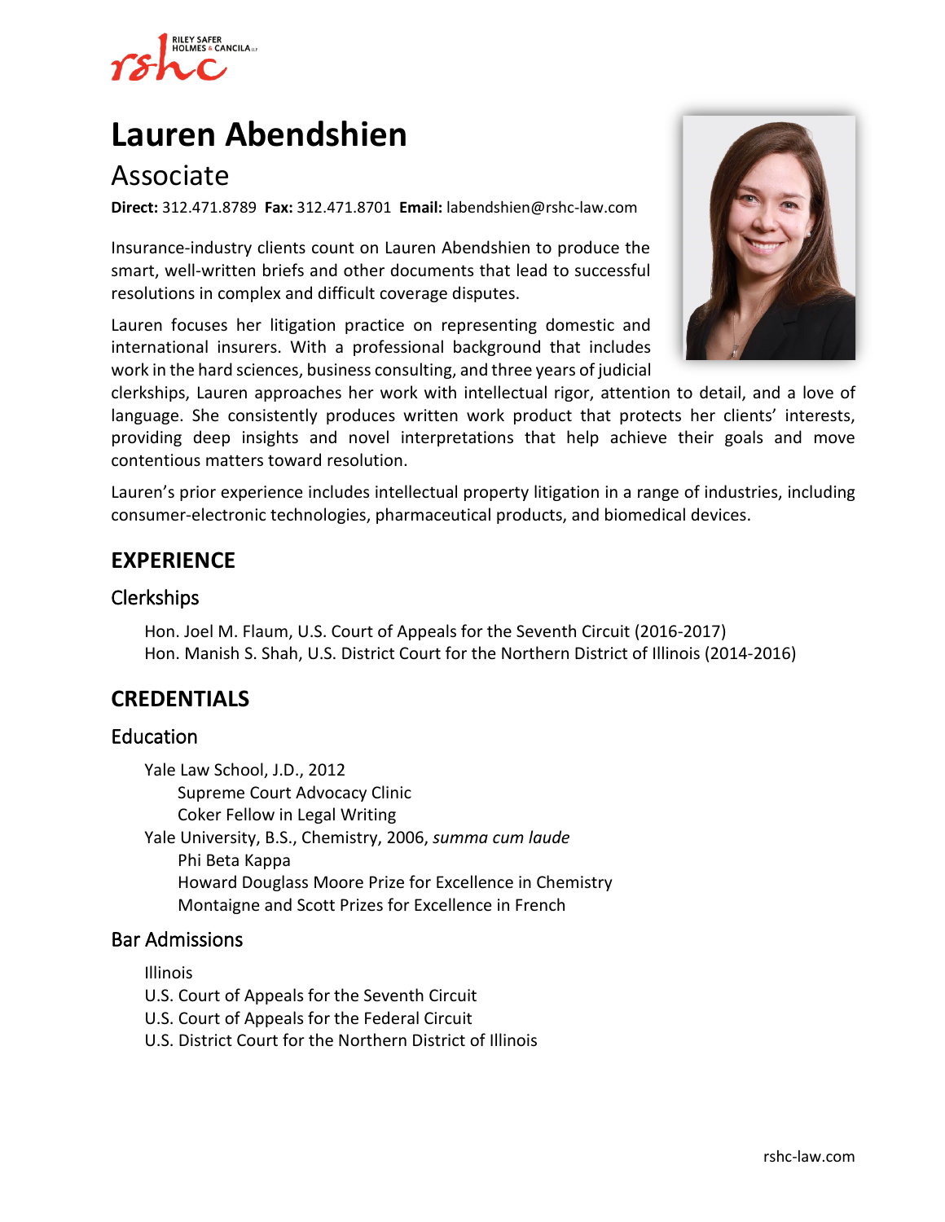# Lauren Abendshien

## Associate

**Direct:** 312.471.8789 **Fax:** 312.471.8701 **Email:** labendshien@rshc-law.com

Insurance-industry clients count on Lauren Abendshien to produce the smart, well-written briefs and other documents that lead to successful resolutions in complex and difficult coverage disputes.

Lauren focuses her litigation practice on representing domestic and international insurers. With a professional background that includes work in the hard sciences, business consulting, and three years of judicial clerkships, Lauren approaches her work with intellectual rigor, attention to detail, and a love of language. She consistently produces written work product that protects her clients' interests, providing deep insights and novel interpretations that help achieve their goals and move contentious matters toward resolution.

Lauren's prior experience includes intellectual property litigation in a range of industries, including consumer-electronic technologies, pharmaceutical products, and biomedical devices.

## EXPERIENCE

### Clerkships

Hon. Joel M. Flaum, U.S. Court of Appeals for the Seventh Circuit (2016-2017)
Hon. Manish S. Shah, U.S. District Court for the Northern District of Illinois (2014-2016)

## CREDENTIALS

### Education

Yale Law School, J.D., 2012
- Supreme Court Advocacy Clinic
- Coker Fellow in Legal Writing

Yale University, B.S., Chemistry, 2006, *summa cum laude*
- Phi Beta Kappa
- Howard Douglass Moore Prize for Excellence in Chemistry
- Montaigne and Scott Prizes for Excellence in French

### Bar Admissions

Illinois
U.S. Court of Appeals for the Seventh Circuit
U.S. Court of Appeals for the Federal Circuit
U.S. District Court for the Northern District of Illinois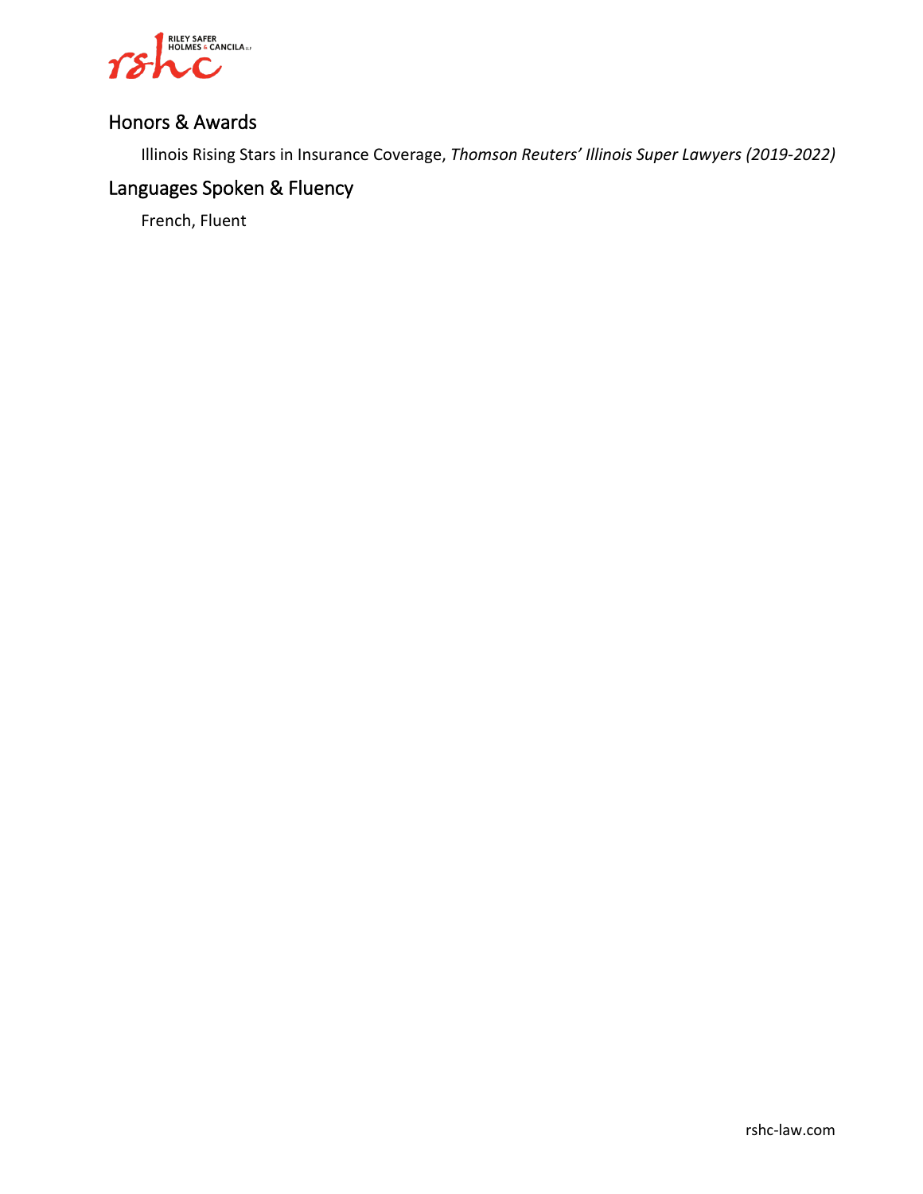## Honors & Awards

Illinois Rising Stars in Insurance Coverage, *Thomson Reuters' Illinois Super Lawyers (2019-2022)*

## Languages Spoken & Fluency

French, Fluent